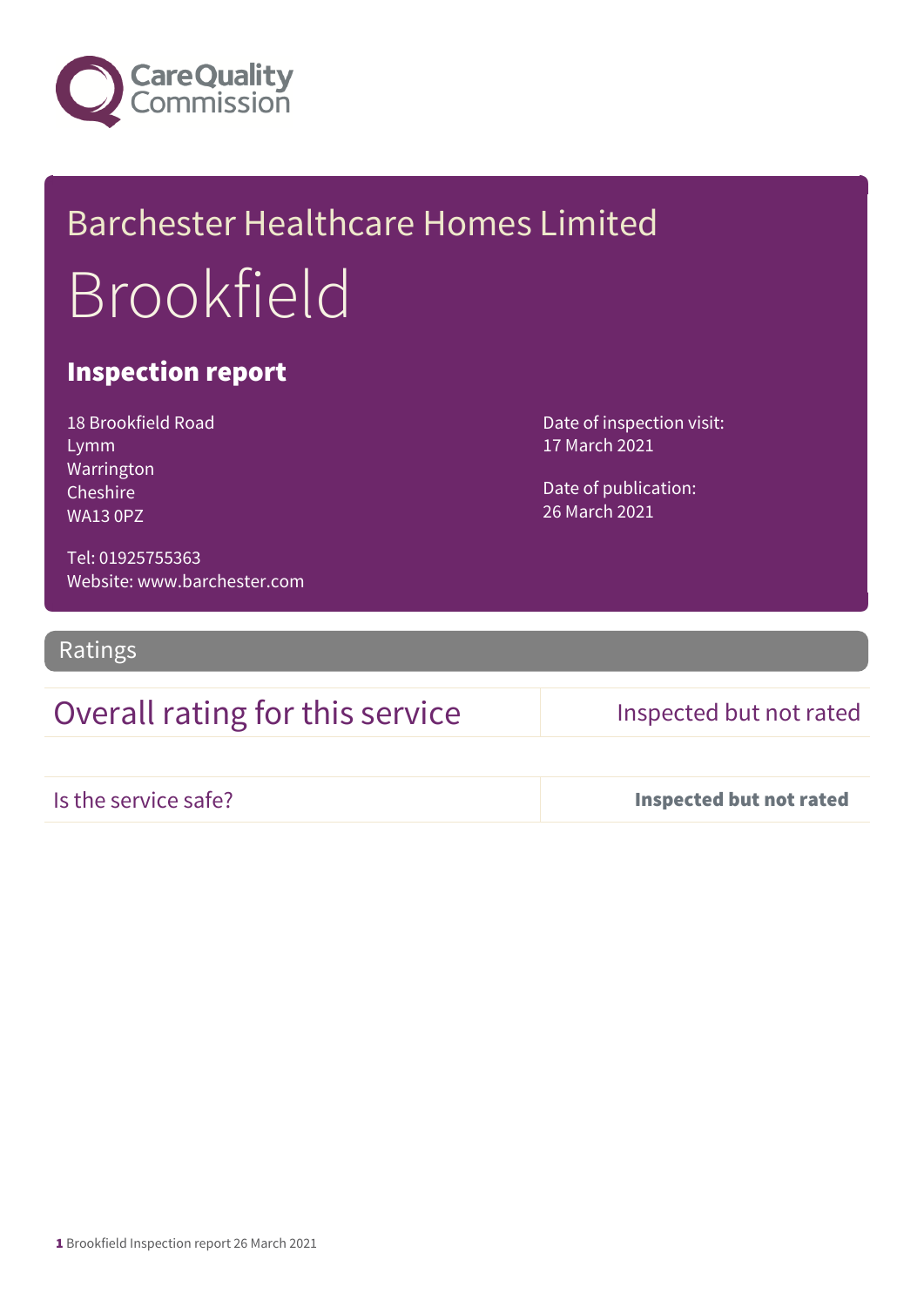Care Quality Commission

# Barchester Healthcare Homes Limited

# Brookfield

## Inspection report

18 Brookfield Road
Lymm
Warrington
Cheshire
WA13 0PZ

Tel: 01925755363
Website: www.barchester.com

Date of inspection visit:
17 March 2021

Date of publication:
26 March 2021

## Ratings

| Overall rating for this service | Inspected but not rated |
| --- | --- |
| Is the service safe? | **Inspected but not rated** |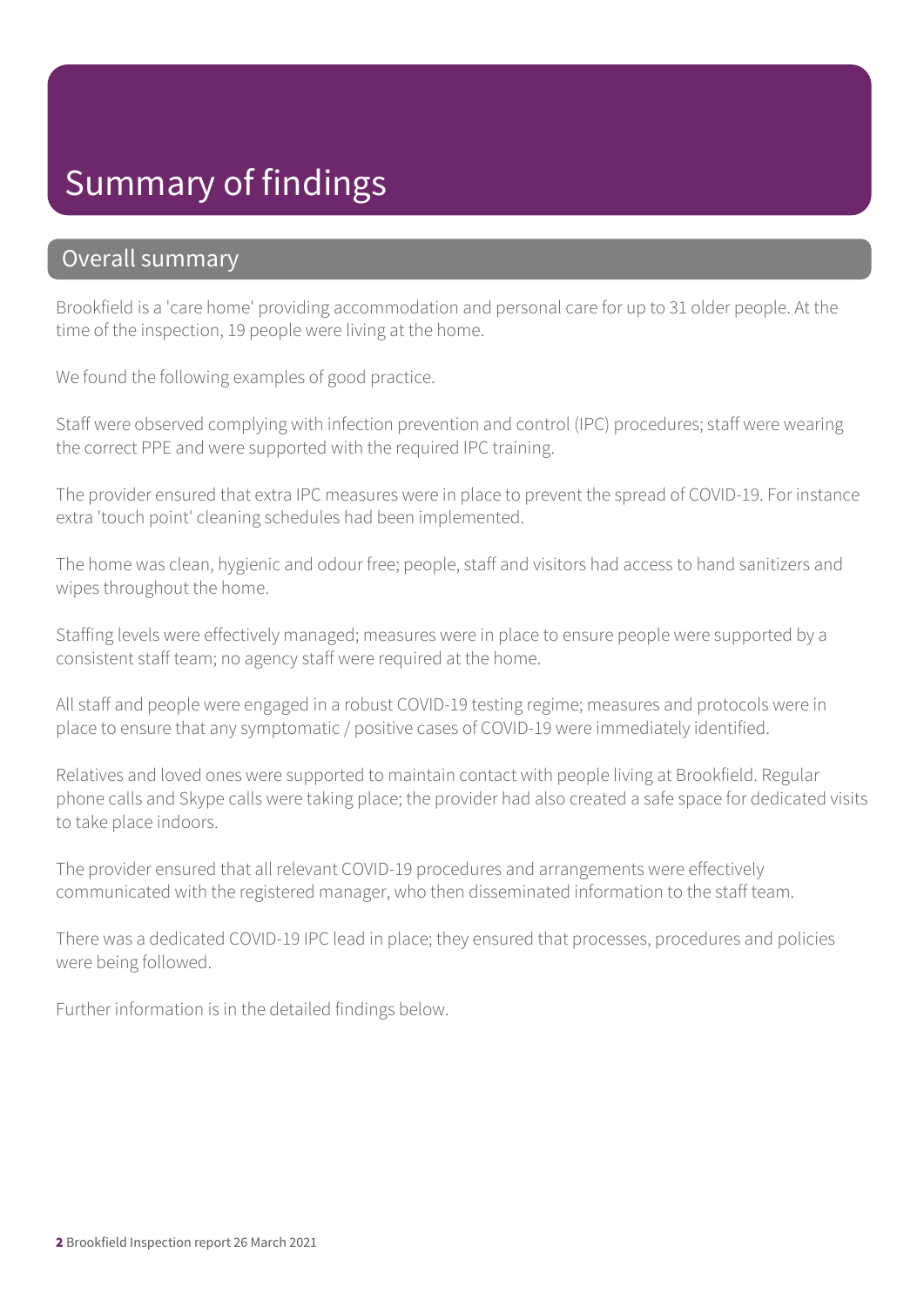# Summary of findings

## Overall summary

Brookfield is a 'care home' providing accommodation and personal care for up to 31 older people. At the time of the inspection, 19 people were living at the home.

We found the following examples of good practice.

Staff were observed complying with infection prevention and control (IPC) procedures; staff were wearing the correct PPE and were supported with the required IPC training.

The provider ensured that extra IPC measures were in place to prevent the spread of COVID-19. For instance extra 'touch point' cleaning schedules had been implemented.

The home was clean, hygienic and odour free; people, staff and visitors had access to hand sanitizers and wipes throughout the home.

Staffing levels were effectively managed; measures were in place to ensure people were supported by a consistent staff team; no agency staff were required at the home.

All staff and people were engaged in a robust COVID-19 testing regime; measures and protocols were in place to ensure that any symptomatic / positive cases of COVID-19 were immediately identified.

Relatives and loved ones were supported to maintain contact with people living at Brookfield. Regular phone calls and Skype calls were taking place; the provider had also created a safe space for dedicated visits to take place indoors.

The provider ensured that all relevant COVID-19 procedures and arrangements were effectively communicated with the registered manager, who then disseminated information to the staff team.

There was a dedicated COVID-19 IPC lead in place; they ensured that processes, procedures and policies were being followed.

Further information is in the detailed findings below.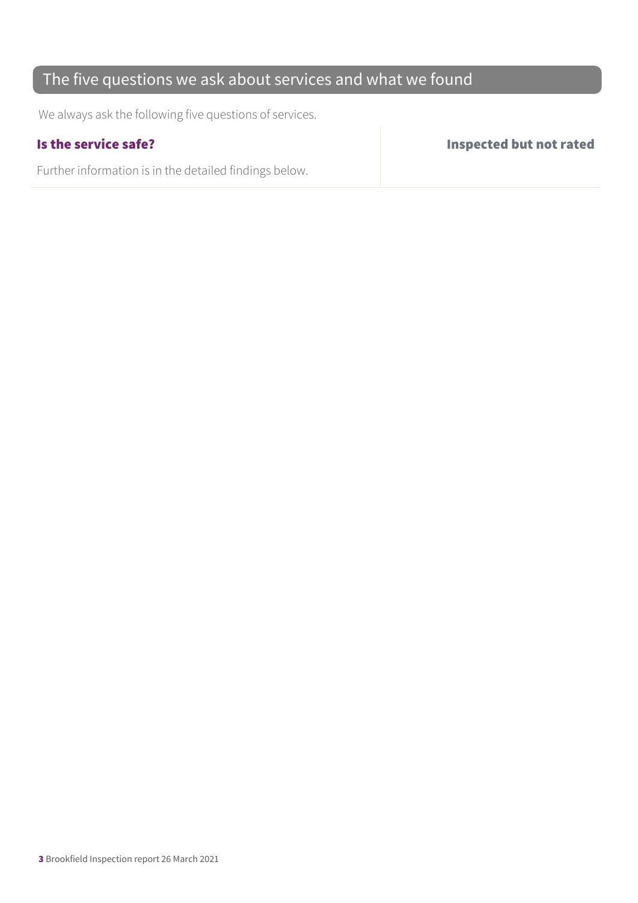## The five questions we ask about services and what we found

We always ask the following five questions of services.

| **Is the service safe?** | **Inspected but not rated** |
| --- | --- |
| Further information is in the detailed findings below. | |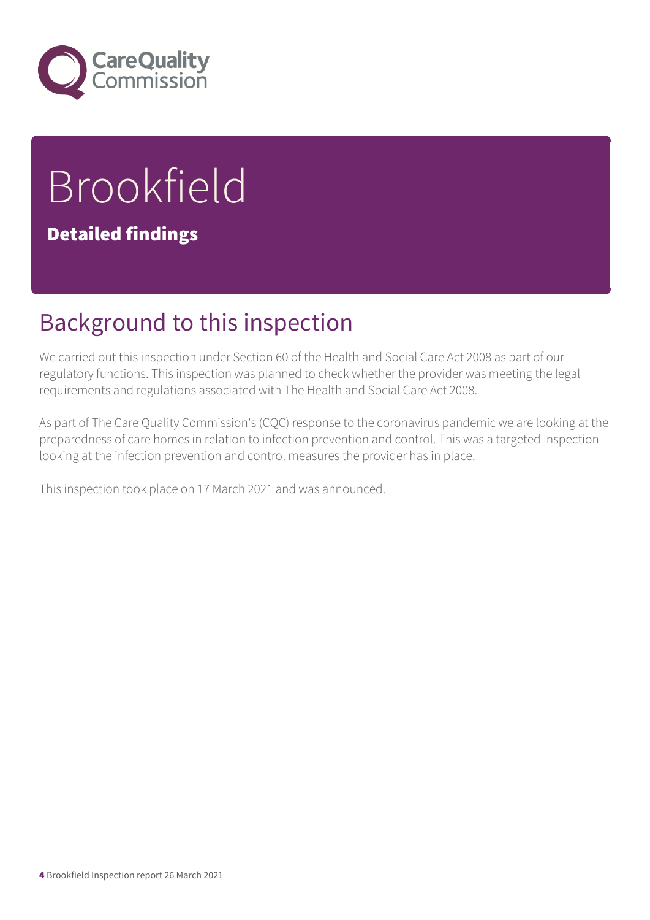# Brookfield

**Detailed findings**

## Background to this inspection

We carried out this inspection under Section 60 of the Health and Social Care Act 2008 as part of our regulatory functions. This inspection was planned to check whether the provider was meeting the legal requirements and regulations associated with The Health and Social Care Act 2008.

As part of The Care Quality Commission's (CQC) response to the coronavirus pandemic we are looking at the preparedness of care homes in relation to infection prevention and control. This was a targeted inspection looking at the infection prevention and control measures the provider has in place.

This inspection took place on 17 March 2021 and was announced.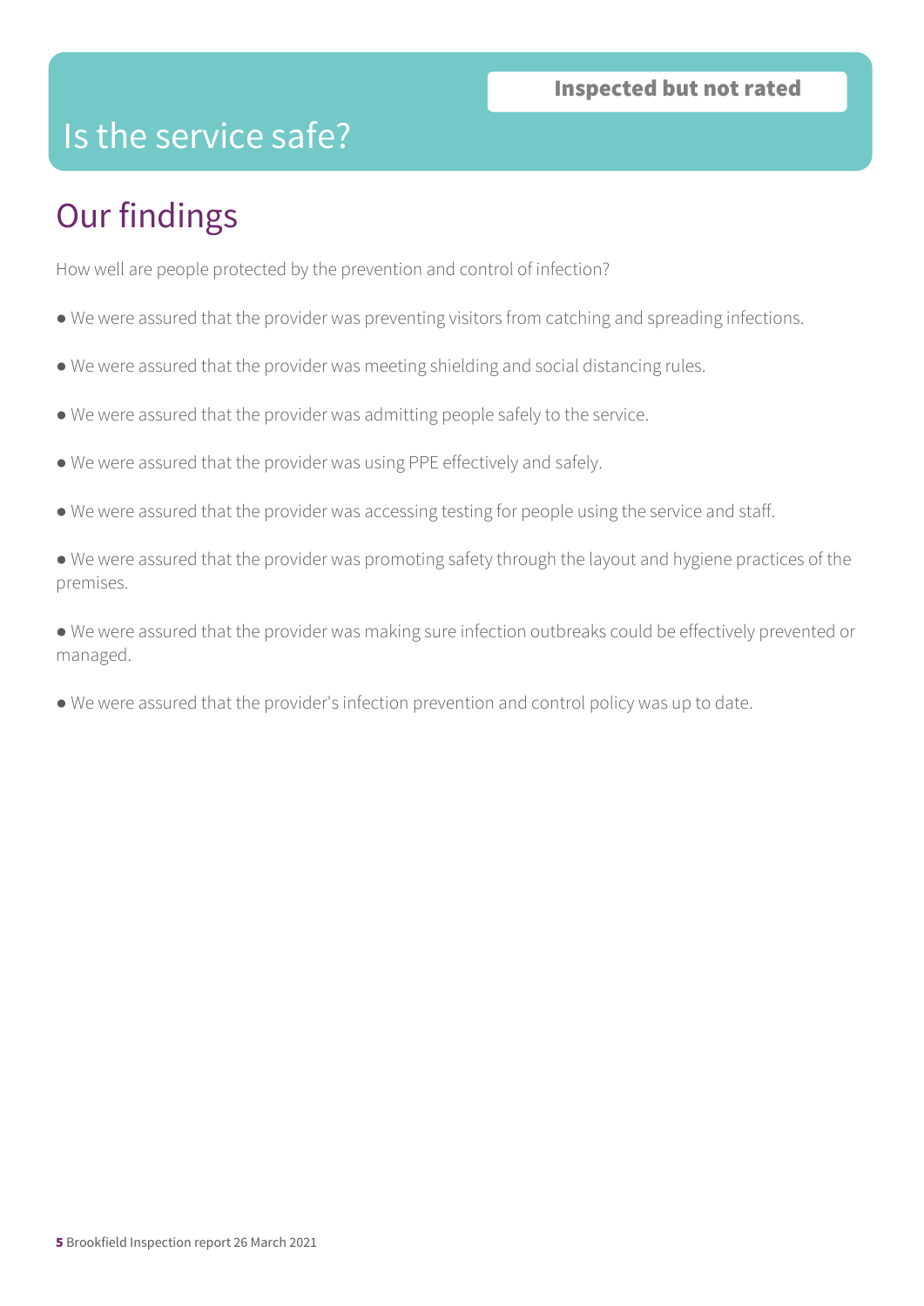# Is the service safe?

**Inspected but not rated**

## Our findings

How well are people protected by the prevention and control of infection?

- We were assured that the provider was preventing visitors from catching and spreading infections.
- We were assured that the provider was meeting shielding and social distancing rules.
- We were assured that the provider was admitting people safely to the service.
- We were assured that the provider was using PPE effectively and safely.
- We were assured that the provider was accessing testing for people using the service and staff.
- We were assured that the provider was promoting safety through the layout and hygiene practices of the premises.
- We were assured that the provider was making sure infection outbreaks could be effectively prevented or managed.
- We were assured that the provider's infection prevention and control policy was up to date.